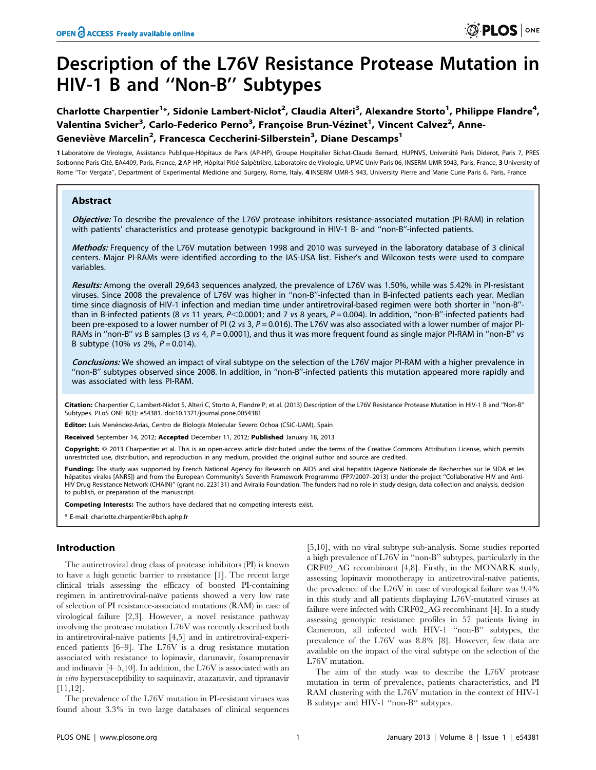# Description of the L76V Resistance Protease Mutation in HIV-1 B and ''Non-B'' Subtypes

**Charlotte Charpentier[1]\*, Sidonie Lambert-Niclot[2], Claudia Alteri[3], Alexandre Storto[1], Philippe Flandre[4], Valentina Svicher[3], Carlo-Federico Perno[3], Françoise Brun-Vézinet[1], Vincent Calvez[2], Anne-Geneviève Marcelin[2], Francesca Ceccherini-Silberstein[3], Diane Descamps[1]**

1 Laboratoire de Virologie, Assistance Publique-Hôpitaux de Paris (AP-HP), Groupe Hospitalier Bichat-Claude Bernard, HUPNVS, Université Paris Diderot, Paris 7, PRES Sorbonne Paris Cité, EA4409, Paris, France, 2 AP-HP, Hôpital Pitié-Salpêtrière, Laboratoire de Virologie, UPMC Univ Paris 06, INSERM UMR S943, Paris, France, 3 University of Rome ''Tor Vergata'', Department of Experimental Medicine and Surgery, Rome, Italy, 4 INSERM UMR-S 943, University Pierre and Marie Curie Paris 6, Paris, France

## Abstract

***Objective:*** To describe the prevalence of the L76V protease inhibitors resistance-associated mutation (PI-RAM) in relation with patients' characteristics and protease genotypic background in HIV-1 B- and ''non-B''-infected patients.

***Methods:*** Frequency of the L76V mutation between 1998 and 2010 was surveyed in the laboratory database of 3 clinical centers. Major PI-RAMs were identified according to the IAS-USA list. Fisher's and Wilcoxon tests were used to compare variables.

***Results:*** Among the overall 29,643 sequences analyzed, the prevalence of L76V was 1.50%, while was 5.42% in PI-resistant viruses. Since 2008 the prevalence of L76V was higher in ''non-B''-infected than in B-infected patients each year. Median time since diagnosis of HIV-1 infection and median time under antiretroviral-based regimen were both shorter in ''non-B''-than in B-infected patients (8 *vs* 11 years, $P<0.0001$; and 7 *vs* 8 years, $P=0.004$). In addition, ''non-B''-infected patients had been pre-exposed to a lower number of PI (2 *vs* 3, $P=0.016$). The L76V was also associated with a lower number of major PI-RAMs in ''non-B'' *vs* B samples (3 *vs* 4, $P=0.0001$), and thus it was more frequent found as single major PI-RAM in ''non-B'' *vs* B subtype (10% *vs* 2%, $P=0.014$).

***Conclusions:*** We showed an impact of viral subtype on the selection of the L76V major PI-RAM with a higher prevalence in ''non-B'' subtypes observed since 2008. In addition, in ''non-B''-infected patients this mutation appeared more rapidly and was associated with less PI-RAM.

**Citation:** Charpentier C, Lambert-Niclot S, Alteri C, Storto A, Flandre P, et al. (2013) Description of the L76V Resistance Protease Mutation in HIV-1 B and ''Non-B'' Subtypes. PLoS ONE 8(1): e54381. doi:10.1371/journal.pone.0054381

**Editor:** Luis Menéndez-Arias, Centro de Biología Molecular Severo Ochoa (CSIC-UAM), Spain

**Received** September 14, 2012; **Accepted** December 11, 2012; **Published** January 18, 2013

**Copyright:** © 2013 Charpentier et al. This is an open-access article distributed under the terms of the Creative Commons Attribution License, which permits unrestricted use, distribution, and reproduction in any medium, provided the original author and source are credited.

**Funding:** The study was supported by French National Agency for Research on AIDS and viral hepatitis (Agence Nationale de Recherches sur le SIDA et les hépatites virales [ANRS]) and from the European Community's Seventh Framework Programme (FP7/2007–2013) under the project ''Collaborative HIV and Anti-HIV Drug Resistance Network (CHAIN)'' (grant no. 223131) and Aviralia Foundation. The funders had no role in study design, data collection and analysis, decision to publish, or preparation of the manuscript.

**Competing Interests:** The authors have declared that no competing interests exist.

\* E-mail: charlotte.charpentier@bch.aphp.fr

## Introduction

The antiretroviral drug class of protease inhibitors (PI) is known to have a high genetic barrier to resistance [1]. The recent large clinical trials assessing the efficacy of boosted PI-containing regimen in antiretroviral-naïve patients showed a very low rate of selection of PI resistance-associated mutations (RAM) in case of virological failure [2,3]. However, a novel resistance pathway involving the protease mutation L76V was recently described both in antiretroviral-naïve patients [4,5] and in antiretroviral-experienced patients [6–9]. The L76V is a drug resistance mutation associated with resistance to lopinavir, darunavir, fosamprenavir and indinavir [4–5,10]. In addition, the L76V is associated with an *in vitro* hypersusceptibility to saquinavir, atazanavir, and tipranavir [11,12].

The prevalence of the L76V mutation in PI-resistant viruses was found about 3.3% in two large databases of clinical sequences [5,10], with no viral subtype sub-analysis. Some studies reported a high prevalence of L76V in ''non-B'' subtypes, particularly in the CRF02_AG recombinant [4,8]. Firstly, in the MONARK study, assessing lopinavir monotherapy in antiretroviral-naïve patients, the prevalence of the L76V in case of virological failure was 9.4% in this study and all patients displaying L76V-mutated viruses at failure were infected with CRF02_AG recombinant [4]. In a study assessing genotypic resistance profiles in 57 patients living in Cameroon, all infected with HIV-1 ''non-B'' subtypes, the prevalence of the L76V was 8.8% [8]. However, few data are available on the impact of the viral subtype on the selection of the L76V mutation.

The aim of the study was to describe the L76V protease mutation in term of prevalence, patients characteristics, and PI RAM clustering with the L76V mutation in the context of HIV-1 B subtype and HIV-1 ''non-B'' subtypes.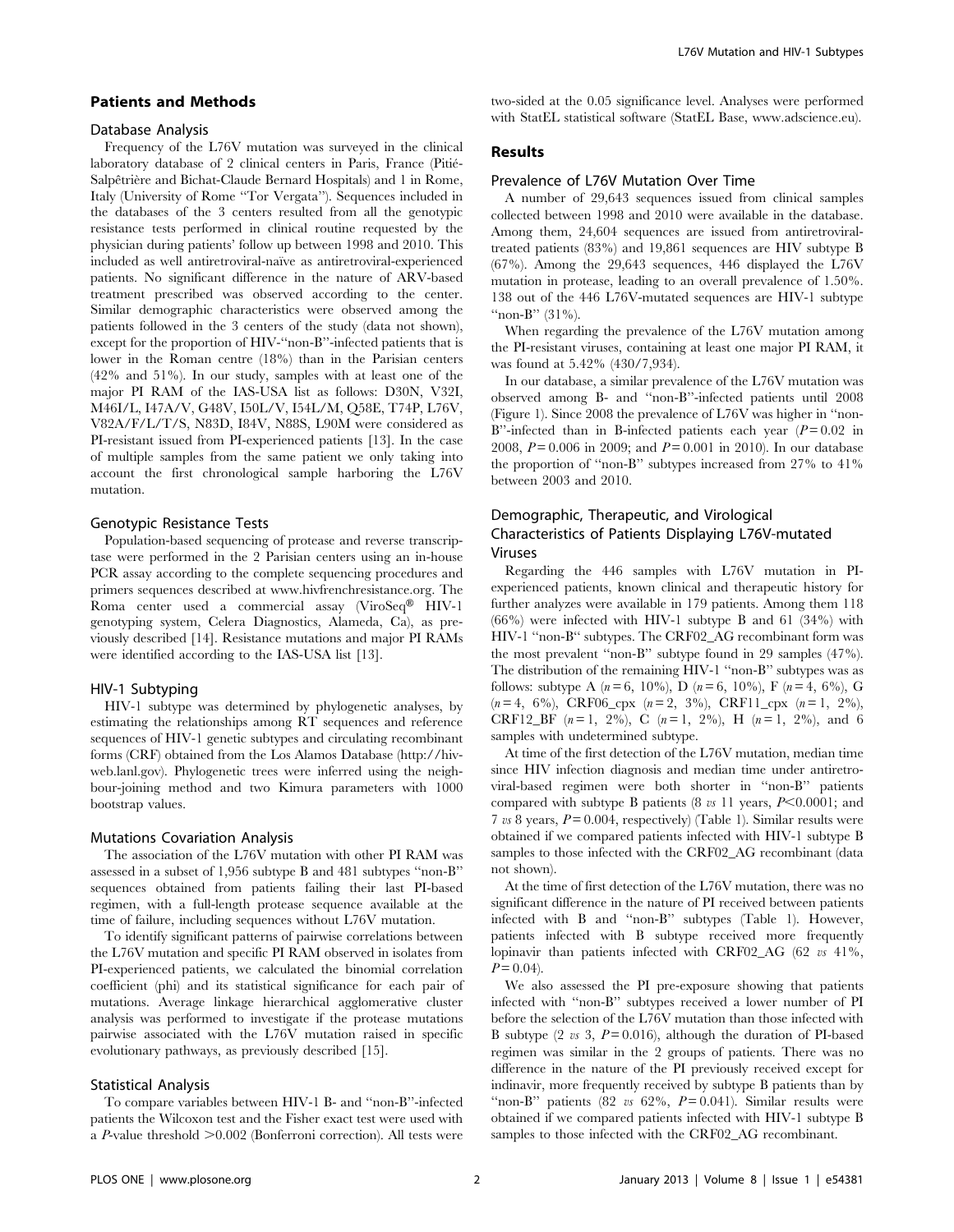## Patients and Methods

### Database Analysis

Frequency of the L76V mutation was surveyed in the clinical laboratory database of 2 clinical centers in Paris, France (Pitié-Salpêtrière and Bichat-Claude Bernard Hospitals) and 1 in Rome, Italy (University of Rome "Tor Vergata"). Sequences included in the databases of the 3 centers resulted from all the genotypic resistance tests performed in clinical routine requested by the physician during patients' follow up between 1998 and 2010. This included as well antiretroviral-naïve as antiretroviral-experienced patients. No significant difference in the nature of ARV-based treatment prescribed was observed according to the center. Similar demographic characteristics were observed among the patients followed in the 3 centers of the study (data not shown), except for the proportion of HIV-"non-B"-infected patients that is lower in the Roman centre (18%) than in the Parisian centers (42% and 51%). In our study, samples with at least one of the major PI RAM of the IAS-USA list as follows: D30N, V32I, M46I/L, I47A/V, G48V, I50L/V, I54L/M, Q58E, T74P, L76V, V82A/F/L/T/S, N83D, I84V, N88S, L90M were considered as PI-resistant issued from PI-experienced patients [13]. In the case of multiple samples from the same patient we only taking into account the first chronological sample harboring the L76V mutation.

### Genotypic Resistance Tests

Population-based sequencing of protease and reverse transcriptase were performed in the 2 Parisian centers using an in-house PCR assay according to the complete sequencing procedures and primers sequences described at www.hivfrenchresistance.org. The Roma center used a commercial assay (ViroSeq® HIV-1 genotyping system, Celera Diagnostics, Alameda, Ca), as previously described [14]. Resistance mutations and major PI RAMs were identified according to the IAS-USA list [13].

### HIV-1 Subtyping

HIV-1 subtype was determined by phylogenetic analyses, by estimating the relationships among RT sequences and reference sequences of HIV-1 genetic subtypes and circulating recombinant forms (CRF) obtained from the Los Alamos Database (http://hiv-web.lanl.gov). Phylogenetic trees were inferred using the neighbour-joining method and two Kimura parameters with 1000 bootstrap values.

### Mutations Covariation Analysis

The association of the L76V mutation with other PI RAM was assessed in a subset of 1,956 subtype B and 481 subtypes "non-B" sequences obtained from patients failing their last PI-based regimen, with a full-length protease sequence available at the time of failure, including sequences without L76V mutation.

To identify significant patterns of pairwise correlations between the L76V mutation and specific PI RAM observed in isolates from PI-experienced patients, we calculated the binomial correlation coefficient (phi) and its statistical significance for each pair of mutations. Average linkage hierarchical agglomerative cluster analysis was performed to investigate if the protease mutations pairwise associated with the L76V mutation raised in specific evolutionary pathways, as previously described [15].

### Statistical Analysis

To compare variables between HIV-1 B- and "non-B"-infected patients the Wilcoxon test and the Fisher exact test were used with a $P$-value threshold $>0.002$ (Bonferroni correction). All tests were two-sided at the 0.05 significance level. Analyses were performed with StatEL statistical software (StatEL Base, www.adscience.eu).

## Results

### Prevalence of L76V Mutation Over Time

A number of 29,643 sequences issued from clinical samples collected between 1998 and 2010 were available in the database. Among them, 24,604 sequences are issued from antiretroviral-treated patients (83%) and 19,861 sequences are HIV subtype B (67%). Among the 29,643 sequences, 446 displayed the L76V mutation in protease, leading to an overall prevalence of 1.50%. 138 out of the 446 L76V-mutated sequences are HIV-1 subtype "non-B" (31%).

When regarding the prevalence of the L76V mutation among the PI-resistant viruses, containing at least one major PI RAM, it was found at 5.42% (430/7,934).

In our database, a similar prevalence of the L76V mutation was observed among B- and "non-B"-infected patients until 2008 (Figure 1). Since 2008 the prevalence of L76V was higher in "non-B"-infected than in B-infected patients each year ($P=0.02$ in 2008, $P=0.006$ in 2009; and $P=0.001$ in 2010). In our database the proportion of "non-B" subtypes increased from 27% to 41% between 2003 and 2010.

### Demographic, Therapeutic, and Virological Characteristics of Patients Displaying L76V-mutated Viruses

Regarding the 446 samples with L76V mutation in PI-experienced patients, known clinical and therapeutic history for further analyzes were available in 179 patients. Among them 118 (66%) were infected with HIV-1 subtype B and 61 (34%) with HIV-1 "non-B" subtypes. The CRF02_AG recombinant form was the most prevalent "non-B" subtype found in 29 samples (47%). The distribution of the remaining HIV-1 "non-B" subtypes was as follows: subtype A ($n=6$, 10%), D ($n=6$, 10%), F ($n=4$, 6%), G ($n=4$, 6%), CRF06_cpx ($n=2$, 3%), CRF11_cpx ($n=1$, 2%), CRF12_BF ($n=1$, 2%), C ($n=1$, 2%), H ($n=1$, 2%), and 6 samples with undetermined subtype.

At time of the first detection of the L76V mutation, median time since HIV infection diagnosis and median time under antiretroviral-based regimen were both shorter in "non-B" patients compared with subtype B patients (8 *vs* 11 years, $P<0.0001$; and 7 *vs* 8 years, $P=0.004$, respectively) (Table 1). Similar results were obtained if we compared patients infected with HIV-1 subtype B samples to those infected with the CRF02_AG recombinant (data not shown).

At the time of first detection of the L76V mutation, there was no significant difference in the nature of PI received between patients infected with B and "non-B" subtypes (Table 1). However, patients infected with B subtype received more frequently lopinavir than patients infected with CRF02_AG (62 *vs* 41%, $P=0.04$).

We also assessed the PI pre-exposure showing that patients infected with "non-B" subtypes received a lower number of PI before the selection of the L76V mutation than those infected with B subtype (2 *vs* 3, $P=0.016$), although the duration of PI-based regimen was similar in the 2 groups of patients. There was no difference in the nature of the PI previously received except for indinavir, more frequently received by subtype B patients than by "non-B" patients (82 *vs* 62%, $P=0.041$). Similar results were obtained if we compared patients infected with HIV-1 subtype B samples to those infected with the CRF02_AG recombinant.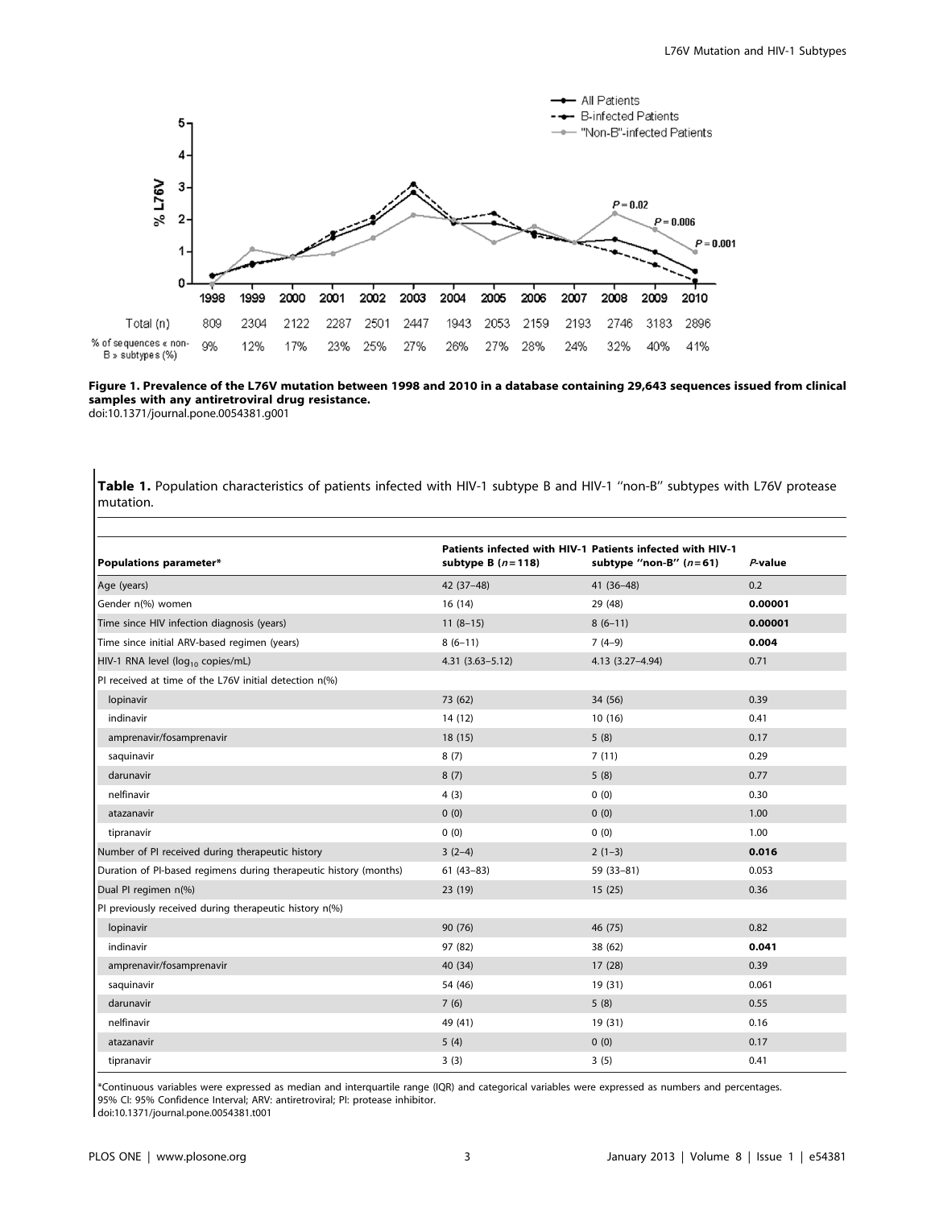| | 1998 | 1999 | 2000 | 2001 | 2002 | 2003 | 2004 | 2005 | 2006 | 2007 | 2008 | 2009 | 2010 |
|---|---|---|---|---|---|---|---|---|---|---|---|---|---|
| Total (n) | 809 | 2304 | 2122 | 2287 | 2501 | 2447 | 1943 | 2053 | 2159 | 2193 | 2746 | 3183 | 2896 |
| % of sequences « non-B » subtypes (%) | 9% | 12% | 17% | 23% | 25% | 27% | 26% | 27% | 28% | 24% | 32% | 40% | 41% |

**Figure 1. Prevalence of the L76V mutation between 1998 and 2010 in a database containing 29,643 sequences issued from clinical samples with any antiretroviral drug resistance.**
doi:10.1371/journal.pone.0054381.g001

**Table 1.** Population characteristics of patients infected with HIV-1 subtype B and HIV-1 "non-B" subtypes with L76V protease mutation.

| Populations parameter* | Patients infected with HIV-1 subtype B ($n = 118$) | Patients infected with HIV-1 subtype "non-B" ($n = 61$) | *P*-value |
|---|---|---|---|
| Age (years) | 42 (37–48) | 41 (36–48) | 0.2 |
| Gender n(%) women | 16 (14) | 29 (48) | **0.00001** |
| Time since HIV infection diagnosis (years) | 11 (8–15) | 8 (6–11) | **0.00001** |
| Time since initial ARV-based regimen (years) | 8 (6–11) | 7 (4–9) | **0.004** |
| HIV-1 RNA level ($\log_{10}$ copies/mL) | 4.31 (3.63–5.12) | 4.13 (3.27–4.94) | 0.71 |
| PI received at time of the L76V initial detection n(%) | | | |
| lopinavir | 73 (62) | 34 (56) | 0.39 |
| indinavir | 14 (12) | 10 (16) | 0.41 |
| amprenavir/fosamprenavir | 18 (15) | 5 (8) | 0.17 |
| saquinavir | 8 (7) | 7 (11) | 0.29 |
| darunavir | 8 (7) | 5 (8) | 0.77 |
| nelfinavir | 4 (3) | 0 (0) | 0.30 |
| atazanavir | 0 (0) | 0 (0) | 1.00 |
| tipranavir | 0 (0) | 0 (0) | 1.00 |
| Number of PI received during therapeutic history | 3 (2–4) | 2 (1–3) | **0.016** |
| Duration of PI-based regimens during therapeutic history (months) | 61 (43–83) | 59 (33–81) | 0.053 |
| Dual PI regimen n(%) | 23 (19) | 15 (25) | 0.36 |
| PI previously received during therapeutic history n(%) | | | |
| lopinavir | 90 (76) | 46 (75) | 0.82 |
| indinavir | 97 (82) | 38 (62) | **0.041** |
| amprenavir/fosamprenavir | 40 (34) | 17 (28) | 0.39 |
| saquinavir | 54 (46) | 19 (31) | 0.061 |
| darunavir | 7 (6) | 5 (8) | 0.55 |
| nelfinavir | 49 (41) | 19 (31) | 0.16 |
| atazanavir | 5 (4) | 0 (0) | 0.17 |
| tipranavir | 3 (3) | 3 (5) | 0.41 |

*Continuous variables were expressed as median and interquartile range (IQR) and categorical variables were expressed as numbers and percentages.
95% CI: 95% Confidence Interval; ARV: antiretroviral; PI: protease inhibitor.
doi:10.1371/journal.pone.0054381.t001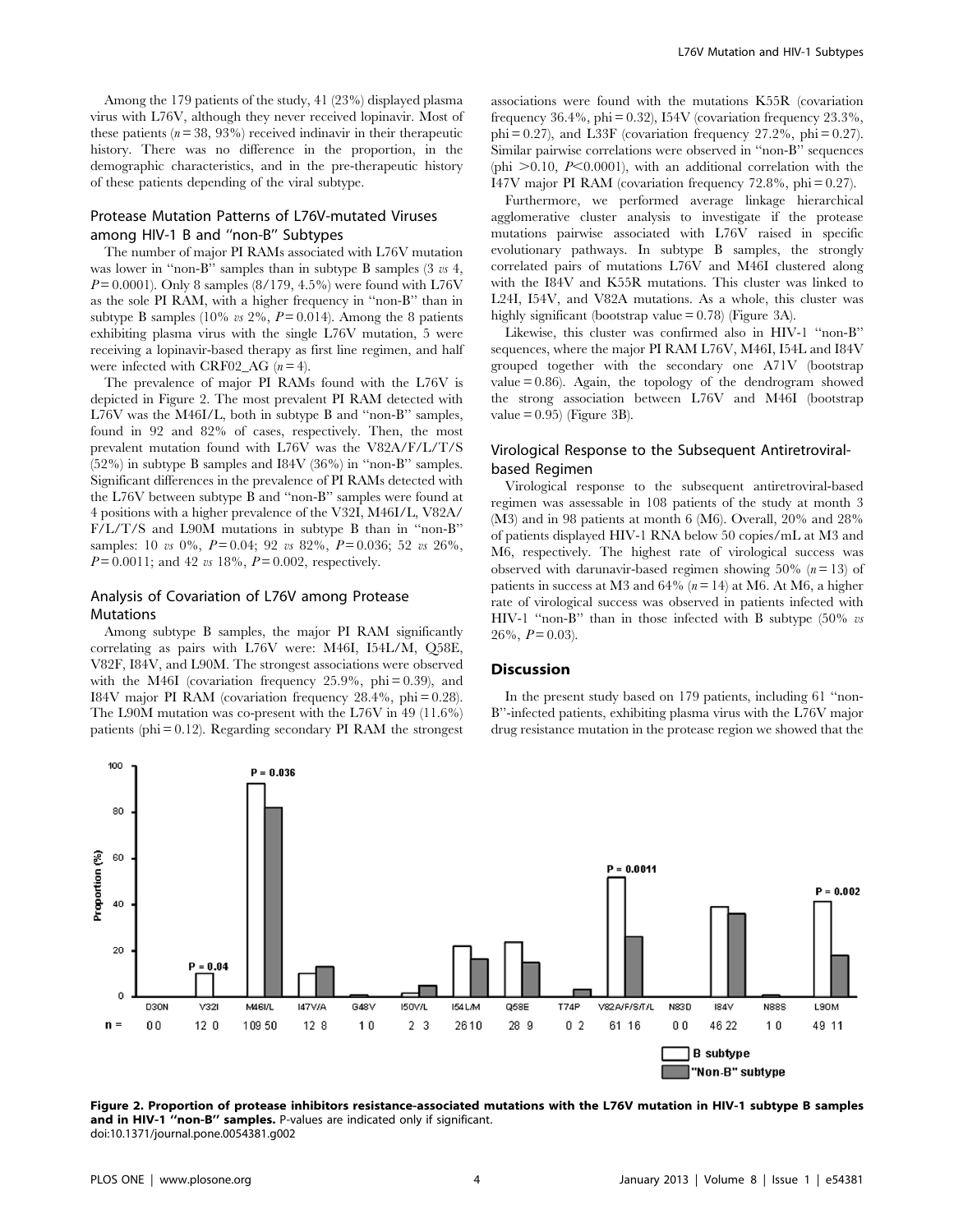Among the 179 patients of the study, 41 (23%) displayed plasma virus with L76V, although they never received lopinavir. Most of these patients ($n = 38$, 93%) received indinavir in their therapeutic history. There was no difference in the proportion, in the demographic characteristics, and in the pre-therapeutic history of these patients depending of the viral subtype.

### Protease Mutation Patterns of L76V-mutated Viruses among HIV-1 B and "non-B" Subtypes

The number of major PI RAMs associated with L76V mutation was lower in "non-B" samples than in subtype B samples (3 *vs* 4, $P = 0.0001$). Only 8 samples (8/179, 4.5%) were found with L76V as the sole PI RAM, with a higher frequency in "non-B" than in subtype B samples (10% *vs* 2%, $P = 0.014$). Among the 8 patients exhibiting plasma virus with the single L76V mutation, 5 were receiving a lopinavir-based therapy as first line regimen, and half were infected with CRF02_AG ($n = 4$).

The prevalence of major PI RAMs found with the L76V is depicted in Figure 2. The most prevalent PI RAM detected with L76V was the M46I/L, both in subtype B and "non-B" samples, found in 92 and 82% of cases, respectively. Then, the most prevalent mutation found with L76V was the V82A/F/L/T/S (52%) in subtype B samples and I84V (36%) in "non-B" samples. Significant differences in the prevalence of PI RAMs detected with the L76V between subtype B and "non-B" samples were found at 4 positions with a higher prevalence of the V32I, M46I/L, V82A/F/L/T/S and L90M mutations in subtype B than in "non-B" samples: 10 *vs* 0%, $P = 0.04$; 92 *vs* 82%, $P = 0.036$; 52 *vs* 26%, $P = 0.0011$; and 42 *vs* 18%, $P = 0.002$, respectively.

### Analysis of Covariation of L76V among Protease Mutations

Among subtype B samples, the major PI RAM significantly correlating as pairs with L76V were: M46I, I54L/M, Q58E, V82F, I84V, and L90M. The strongest associations were observed with the M46I (covariation frequency 25.9%, phi = 0.39), and I84V major PI RAM (covariation frequency 28.4%, phi = 0.28). The L90M mutation was co-present with the L76V in 49 (11.6%) patients (phi = 0.12). Regarding secondary PI RAM the strongest associations were found with the mutations K55R (covariation frequency 36.4%, phi = 0.32), I54V (covariation frequency 23.3%, phi = 0.27), and L33F (covariation frequency 27.2%, phi = 0.27). Similar pairwise correlations were observed in "non-B" sequences (phi >0.10, $P<0.0001$), with an additional correlation with the I47V major PI RAM (covariation frequency 72.8%, phi = 0.27).

Furthermore, we performed average linkage hierarchical agglomerative cluster analysis to investigate if the protease mutations pairwise associated with L76V raised in specific evolutionary pathways. In subtype B samples, the strongly correlated pairs of mutations L76V and M46I clustered along with the I84V and K55R mutations. This cluster was linked to L24I, I54V, and V82A mutations. As a whole, this cluster was highly significant (bootstrap value = 0.78) (Figure 3A).

Likewise, this cluster was confirmed also in HIV-1 "non-B" sequences, where the major PI RAM L76V, M46I, I54L and I84V grouped together with the secondary one A71V (bootstrap value = 0.86). Again, the topology of the dendrogram showed the strong association between L76V and M46I (bootstrap value = 0.95) (Figure 3B).

### Virological Response to the Subsequent Antiretroviral-based Regimen

Virological response to the subsequent antiretroviral-based regimen was assessable in 108 patients of the study at month 3 (M3) and in 98 patients at month 6 (M6). Overall, 20% and 28% of patients displayed HIV-1 RNA below 50 copies/mL at M3 and M6, respectively. The highest rate of virological success was observed with darunavir-based regimen showing 50% ($n = 13$) of patients in success at M3 and 64% ($n = 14$) at M6. At M6, a higher rate of virological success was observed in patients infected with HIV-1 "non-B" than in those infected with B subtype (50% *vs* 26%, $P = 0.03$).

## Discussion

In the present study based on 179 patients, including 61 "non-B"-infected patients, exhibiting plasma virus with the L76V major drug resistance mutation in the protease region we showed that the

**Figure 2. Proportion of protease inhibitors resistance-associated mutations with the L76V mutation in HIV-1 subtype B samples and in HIV-1 "non-B" samples.** P-values are indicated only if significant.
doi:10.1371/journal.pone.0054381.g002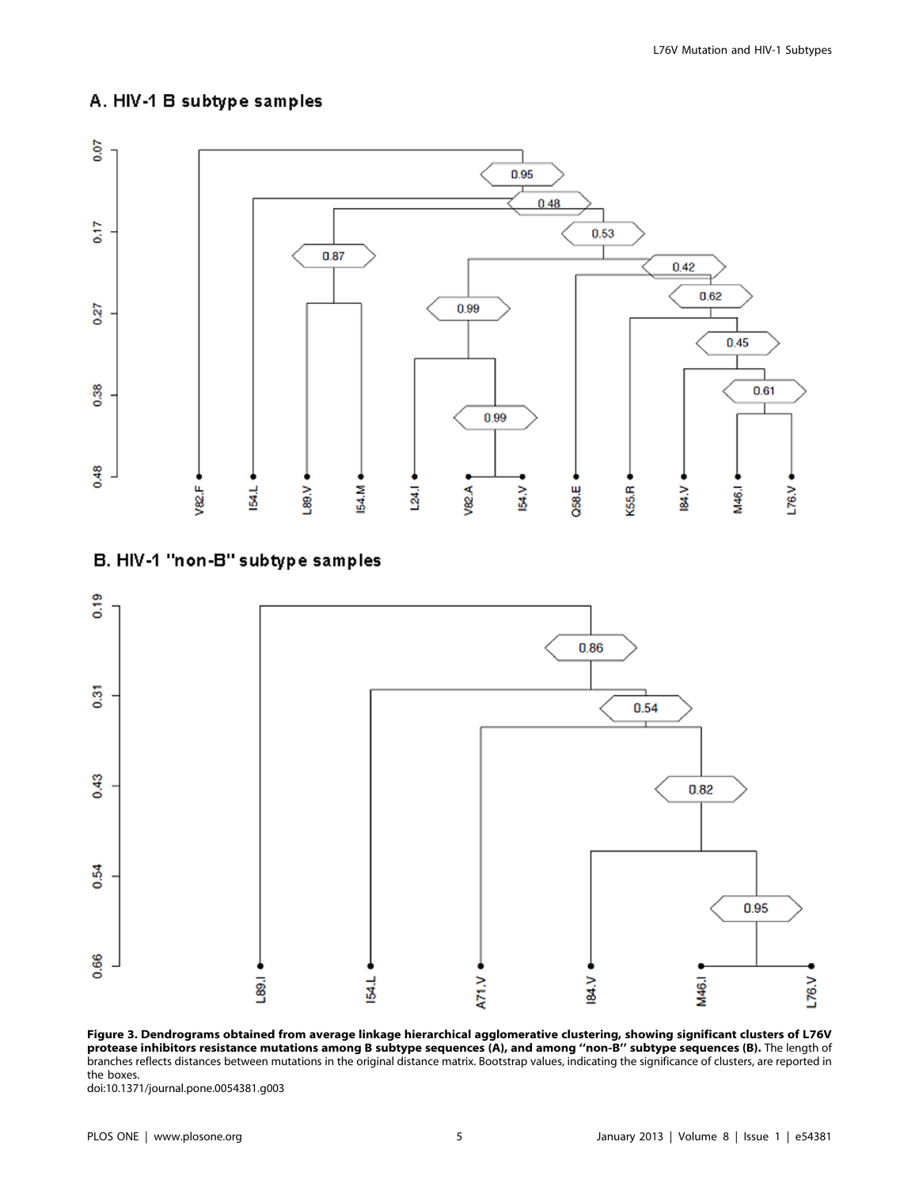**Figure 3. Dendrograms obtained from average linkage hierarchical agglomerative clustering, showing significant clusters of L76V protease inhibitors resistance mutations among B subtype sequences (A), and among ''non-B'' subtype sequences (B).** The length of branches reflects distances between mutations in the original distance matrix. Bootstrap values, indicating the significance of clusters, are reported in the boxes.

doi:10.1371/journal.pone.0054381.g003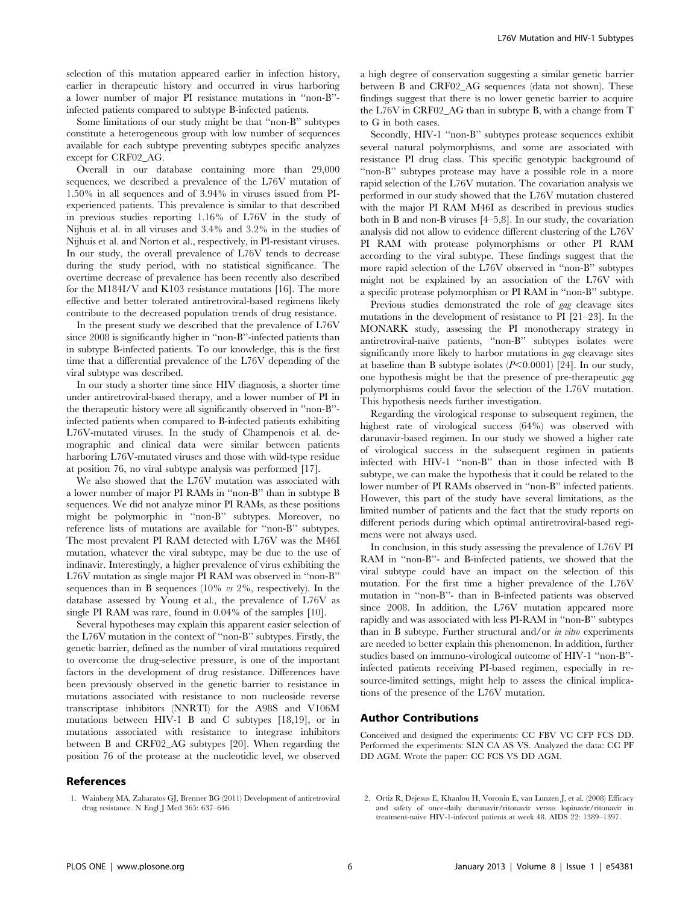selection of this mutation appeared earlier in infection history, earlier in therapeutic history and occurred in virus harboring a lower number of major PI resistance mutations in ''non-B''-infected patients compared to subtype B-infected patients.

Some limitations of our study might be that ''non-B'' subtypes constitute a heterogeneous group with low number of sequences available for each subtype preventing subtypes specific analyzes except for CRF02_AG.

Overall in our database containing more than 29,000 sequences, we described a prevalence of the L76V mutation of 1.50% in all sequences and of 3.94% in viruses issued from PI-experienced patients. This prevalence is similar to that described in previous studies reporting 1.16% of L76V in the study of Nijhuis et al. in all viruses and 3.4% and 3.2% in the studies of Nijhuis et al. and Norton et al., respectively, in PI-resistant viruses. In our study, the overall prevalence of L76V tends to decrease during the study period, with no statistical significance. The overtime decrease of prevalence has been recently also described for the M184I/V and K103 resistance mutations [16]. The more effective and better tolerated antiretroviral-based regimens likely contribute to the decreased population trends of drug resistance.

In the present study we described that the prevalence of L76V since 2008 is significantly higher in ''non-B''-infected patients than in subtype B-infected patients. To our knowledge, this is the first time that a differential prevalence of the L76V depending of the viral subtype was described.

In our study a shorter time since HIV diagnosis, a shorter time under antiretroviral-based therapy, and a lower number of PI in the therapeutic history were all significantly observed in ''non-B''-infected patients when compared to B-infected patients exhibiting L76V-mutated viruses. In the study of Champenois et al. demographic and clinical data were similar between patients harboring L76V-mutated viruses and those with wild-type residue at position 76, no viral subtype analysis was performed [17].

We also showed that the L76V mutation was associated with a lower number of major PI RAMs in ''non-B'' than in subtype B sequences. We did not analyze minor PI RAMs, as these positions might be polymorphic in ''non-B'' subtypes. Moreover, no reference lists of mutations are available for ''non-B'' subtypes. The most prevalent PI RAM detected with L76V was the M46I mutation, whatever the viral subtype, may be due to the use of indinavir. Interestingly, a higher prevalence of virus exhibiting the L76V mutation as single major PI RAM was observed in ''non-B'' sequences than in B sequences (10% *vs* 2%, respectively). In the database assessed by Young et al., the prevalence of L76V as single PI RAM was rare, found in 0.04% of the samples [10].

Several hypotheses may explain this apparent easier selection of the L76V mutation in the context of ''non-B'' subtypes. Firstly, the genetic barrier, defined as the number of viral mutations required to overcome the drug-selective pressure, is one of the important factors in the development of drug resistance. Differences have been previously observed in the genetic barrier to resistance in mutations associated with resistance to non nucleoside reverse transcriptase inhibitors (NNRTI) for the A98S and V106M mutations between HIV-1 B and C subtypes [18,19], or in mutations associated with resistance to integrase inhibitors between B and CRF02_AG subtypes [20]. When regarding the position 76 of the protease at the nucleotidic level, we observed a high degree of conservation suggesting a similar genetic barrier between B and CRF02_AG sequences (data not shown). These findings suggest that there is no lower genetic barrier to acquire the L76V in CRF02_AG than in subtype B, with a change from T to G in both cases.

Secondly, HIV-1 ''non-B'' subtypes protease sequences exhibit several natural polymorphisms, and some are associated with resistance PI drug class. This specific genotypic background of ''non-B'' subtypes protease may have a possible role in a more rapid selection of the L76V mutation. The covariation analysis we performed in our study showed that the L76V mutation clustered with the major PI RAM M46I as described in previous studies both in B and non-B viruses [4–5,8]. In our study, the covariation analysis did not allow to evidence different clustering of the L76V PI RAM with protease polymorphisms or other PI RAM according to the viral subtype. These findings suggest that the more rapid selection of the L76V observed in ''non-B'' subtypes might not be explained by an association of the L76V with a specific protease polymorphism or PI RAM in ''non-B'' subtype.

Previous studies demonstrated the role of *gag* cleavage sites mutations in the development of resistance to PI [21–23]. In the MONARK study, assessing the PI monotherapy strategy in antiretroviral-naïve patients, ''non-B'' subtypes isolates were significantly more likely to harbor mutations in *gag* cleavage sites at baseline than B subtype isolates ($P<0.0001$) [24]. In our study, one hypothesis might be that the presence of pre-therapeutic *gag* polymorphisms could favor the selection of the L76V mutation. This hypothesis needs further investigation.

Regarding the virological response to subsequent regimen, the highest rate of virological success (64%) was observed with darunavir-based regimen. In our study we showed a higher rate of virological success in the subsequent regimen in patients infected with HIV-1 ''non-B'' than in those infected with B subtype, we can make the hypothesis that it could be related to the lower number of PI RAMs observed in ''non-B'' infected patients. However, this part of the study have several limitations, as the limited number of patients and the fact that the study reports on different periods during which optimal antiretroviral-based regimens were not always used.

In conclusion, in this study assessing the prevalence of L76V PI RAM in ''non-B''- and B-infected patients, we showed that the viral subtype could have an impact on the selection of this mutation. For the first time a higher prevalence of the L76V mutation in ''non-B''- than in B-infected patients was observed since 2008. In addition, the L76V mutation appeared more rapidly and was associated with less PI-RAM in ''non-B'' subtypes than in B subtype. Further structural and/or *in vitro* experiments are needed to better explain this phenomenon. In addition, further studies based on immuno-virological outcome of HIV-1 ''non-B''-infected patients receiving PI-based regimen, especially in resource-limited settings, might help to assess the clinical implications of the presence of the L76V mutation.

## Author Contributions

Conceived and designed the experiments: CC FBV VC CFP FCS DD. Performed the experiments: SLN CA AS VS. Analyzed the data: CC PF DD AGM. Wrote the paper: CC FCS VS DD AGM.

## References

1. Wainberg MA, Zaharatos GJ, Brenner BG (2011) Development of antiretroviral drug resistance. N Engl J Med 365: 637–646.
2. Ortiz R, Dejesus E, Khanlou H, Voronin E, van Lunzen J, et al. (2008) Efficacy and safety of once-daily darunavir/ritonavir versus lopinavir/ritonavir in treatment-naive HIV-1-infected patients at week 48. AIDS 22: 1389–1397.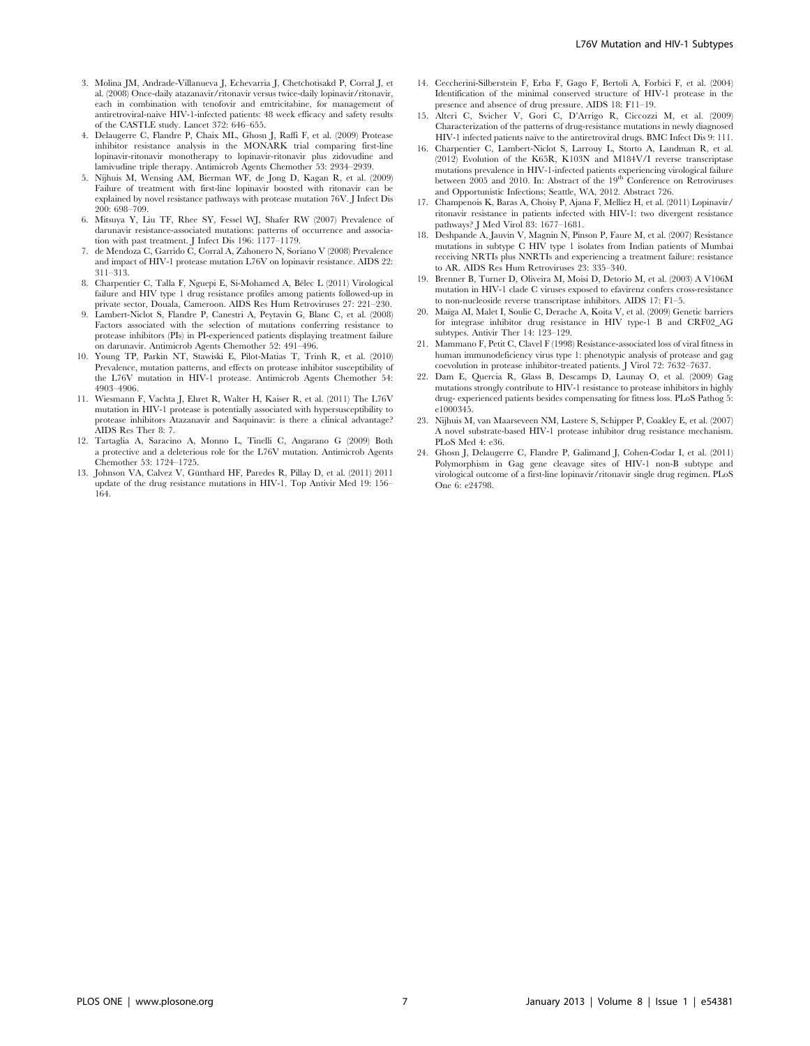3. Molina JM, Andrade-Villanueva J, Echevarria J, Chetchotisakd P, Corral J, et al. (2008) Once-daily atazanavir/ritonavir versus twice-daily lopinavir/ritonavir, each in combination with tenofovir and emtricitabine, for management of antiretroviral-naive HIV-1-infected patients: 48 week efficacy and safety results of the CASTLE study. Lancet 372: 646–655.
4. Delaugerre C, Flandre P, Chaix ML, Ghosn J, Raffi F, et al. (2009) Protease inhibitor resistance analysis in the MONARK trial comparing first-line lopinavir-ritonavir monotherapy to lopinavir-ritonavir plus zidovudine and lamivudine triple therapy. Antimicrob Agents Chemother 53: 2934–2939.
5. Nijhuis M, Wensing AM, Bierman WF, de Jong D, Kagan R, et al. (2009) Failure of treatment with first-line lopinavir boosted with ritonavir can be explained by novel resistance pathways with protease mutation 76V. J Infect Dis 200: 698–709.
6. Mitsuya Y, Liu TF, Rhee SY, Fessel WJ, Shafer RW (2007) Prevalence of darunavir resistance-associated mutations: patterns of occurrence and association with past treatment. J Infect Dis 196: 1177–1179.
7. de Mendoza C, Garrido C, Corral A, Zahonero N, Soriano V (2008) Prevalence and impact of HIV-1 protease mutation L76V on lopinavir resistance. AIDS 22: 311–313.
8. Charpentier C, Talla F, Nguepi E, Si-Mohamed A, Bélec L (2011) Virological failure and HIV type 1 drug resistance profiles among patients followed-up in private sector, Douala, Cameroon. AIDS Res Hum Retroviruses 27: 221–230.
9. Lambert-Niclot S, Flandre P, Canestri A, Peytavin G, Blanc C, et al. (2008) Factors associated with the selection of mutations conferring resistance to protease inhibitors (PIs) in PI-experienced patients displaying treatment failure on darunavir. Antimicrob Agents Chemother 52: 491–496.
10. Young TP, Parkin NT, Stawiski E, Pilot-Matias T, Trinh R, et al. (2010) Prevalence, mutation patterns, and effects on protease inhibitor susceptibility of the L76V mutation in HIV-1 protease. Antimicrob Agents Chemother 54: 4903–4906.
11. Wiesmann F, Vachta J, Ehret R, Walter H, Kaiser R, et al. (2011) The L76V mutation in HIV-1 protease is potentially associated with hypersusceptibility to protease inhibitors Atazanavir and Saquinavir: is there a clinical advantage? AIDS Res Ther 8: 7.
12. Tartaglia A, Saracino A, Monno L, Tinelli C, Angarano G (2009) Both a protective and a deleterious role for the L76V mutation. Antimicrob Agents Chemother 53: 1724–1725.
13. Johnson VA, Calvez V, Günthard HF, Paredes R, Pillay D, et al. (2011) 2011 update of the drug resistance mutations in HIV-1. Top Antivir Med 19: 156–164.
14. Ceccherini-Silberstein F, Erba F, Gago F, Bertoli A, Forbici F, et al. (2004) Identification of the minimal conserved structure of HIV-1 protease in the presence and absence of drug pressure. AIDS 18: F11–19.
15. Alteri C, Svicher V, Gori C, D'Arrigo R, Ciccozzi M, et al. (2009) Characterization of the patterns of drug-resistance mutations in newly diagnosed HIV-1 infected patients naïve to the antiretroviral drugs. BMC Infect Dis 9: 111.
16. Charpentier C, Lambert-Niclot S, Larrouy L, Storto A, Landman R, et al. (2012) Evolution of the K65R, K103N and M184V/I reverse transcriptase mutations prevalence in HIV-1-infected patients experiencing virological failure between 2005 and 2010. In: Abstract of the 19th Conference on Retroviruses and Opportunistic Infections; Seattle, WA, 2012. Abstract 726.
17. Champenois K, Baras A, Choisy P, Ajana F, Melliez H, et al. (2011) Lopinavir/ritonavir resistance in patients infected with HIV-1: two divergent resistance pathways? J Med Virol 83: 1677–1681.
18. Deshpande A, Jauvin V, Magnin N, Pinson P, Faure M, et al. (2007) Resistance mutations in subtype C HIV type 1 isolates from Indian patients of Mumbai receiving NRTIs plus NNRTIs and experiencing a treatment failure: resistance to AR. AIDS Res Hum Retroviruses 23: 335–340.
19. Brenner B, Turner D, Oliveira M, Moisi D, Detorio M, et al. (2003) A V106M mutation in HIV-1 clade C viruses exposed to efavirenz confers cross-resistance to non-nucleoside reverse transcriptase inhibitors. AIDS 17: F1–5.
20. Maïga AI, Malet I, Soulie C, Derache A, Koita V, et al. (2009) Genetic barriers for integrase inhibitor drug resistance in HIV type-1 B and CRF02_AG subtypes. Antivir Ther 14: 123–129.
21. Mammano F, Petit C, Clavel F (1998) Resistance-associated loss of viral fitness in human immunodeficiency virus type 1: phenotypic analysis of protease and gag coevolution in protease inhibitor-treated patients. J Virol 72: 7632–7637.
22. Dam E, Quercia R, Glass B, Descamps D, Launay O, et al. (2009) Gag mutations strongly contribute to HIV-1 resistance to protease inhibitors in highly drug- experienced patients besides compensating for fitness loss. PLoS Pathog 5: e1000345.
23. Nijhuis M, van Maarseveen NM, Lastere S, Schipper P, Coakley E, et al. (2007) A novel substrate-based HIV-1 protease inhibitor drug resistance mechanism. PLoS Med 4: e36.
24. Ghosn J, Delaugerre C, Flandre P, Galimand J, Cohen-Codar I, et al. (2011) Polymorphism in Gag gene cleavage sites of HIV-1 non-B subtype and virological outcome of a first-line lopinavir/ritonavir single drug regimen. PLoS One 6: e24798.